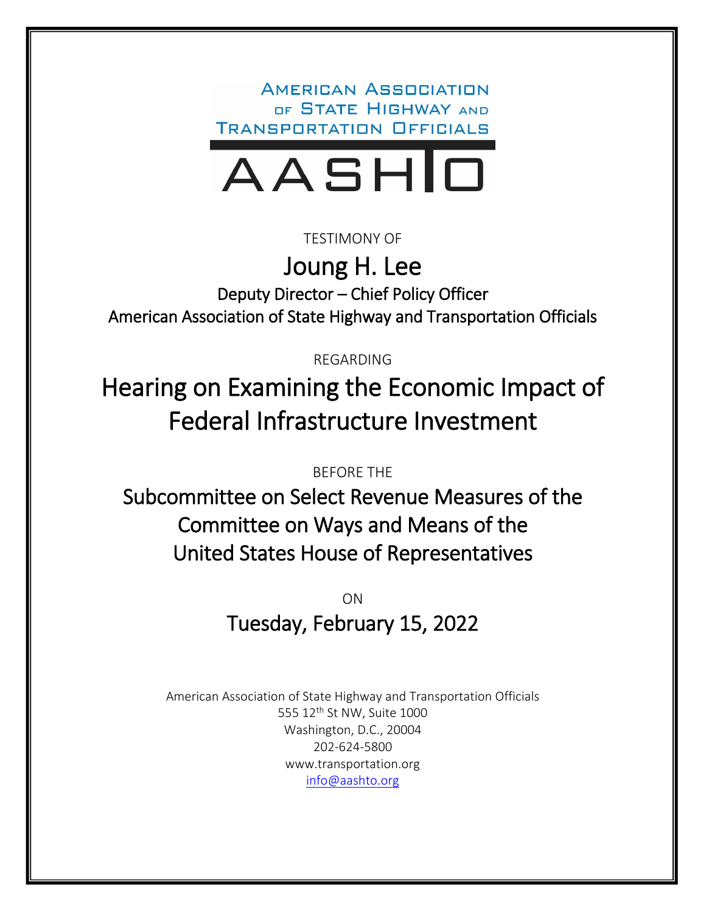AMERICAN ASSOCIATION OF STATE HIGHWAY AND TRANSPORTATION OFFICIALS

AASHTO

TESTIMONY OF

# Joung H. Lee

Deputy Director – Chief Policy Officer
American Association of State Highway and Transportation Officials

REGARDING

# Hearing on Examining the Economic Impact of Federal Infrastructure Investment

BEFORE THE

## Subcommittee on Select Revenue Measures of the Committee on Ways and Means of the United States House of Representatives

ON

## Tuesday, February 15, 2022

American Association of State Highway and Transportation Officials
555 12th St NW, Suite 1000
Washington, D.C., 20004
202-624-5800
www.transportation.org
info@aashto.org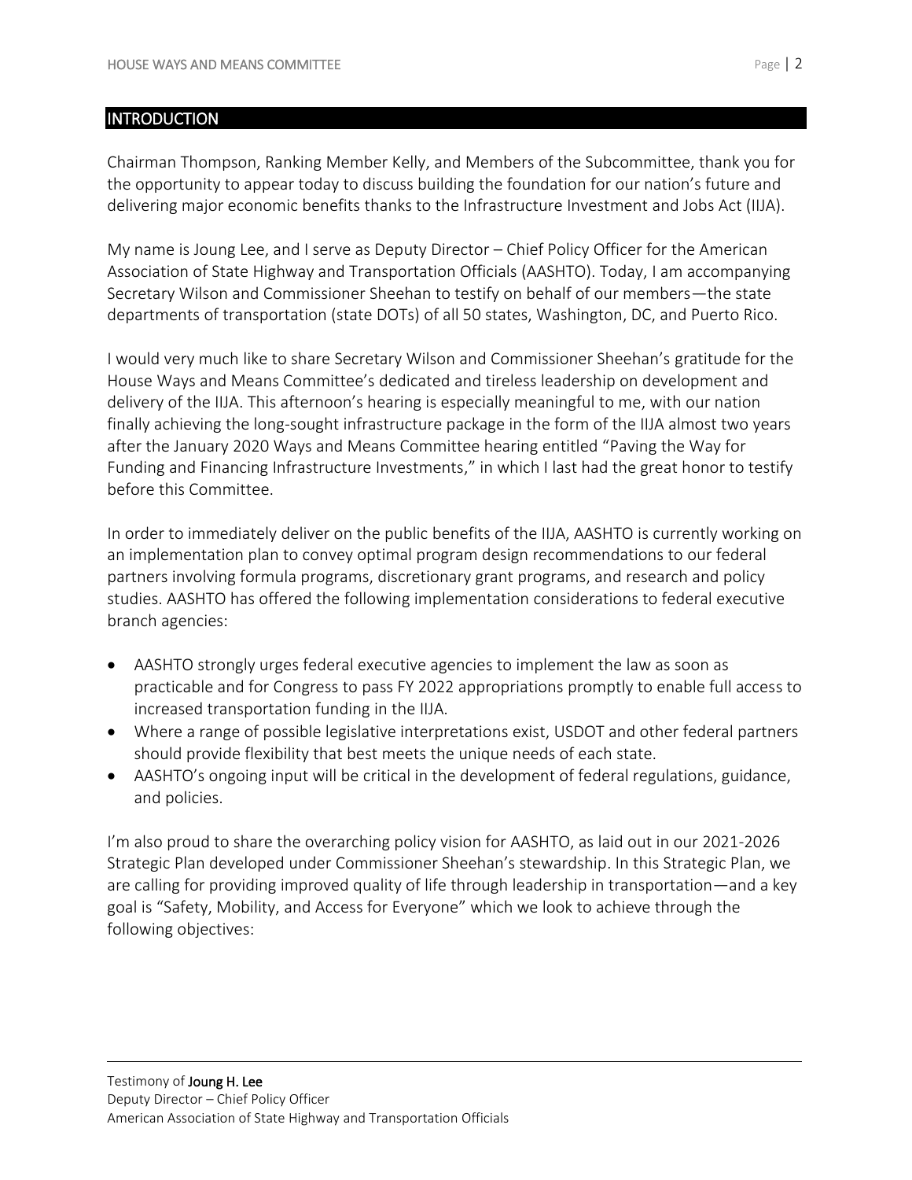## INTRODUCTION

Chairman Thompson, Ranking Member Kelly, and Members of the Subcommittee, thank you for the opportunity to appear today to discuss building the foundation for our nation's future and delivering major economic benefits thanks to the Infrastructure Investment and Jobs Act (IIJA).

My name is Joung Lee, and I serve as Deputy Director – Chief Policy Officer for the American Association of State Highway and Transportation Officials (AASHTO). Today, I am accompanying Secretary Wilson and Commissioner Sheehan to testify on behalf of our members—the state departments of transportation (state DOTs) of all 50 states, Washington, DC, and Puerto Rico.

I would very much like to share Secretary Wilson and Commissioner Sheehan's gratitude for the House Ways and Means Committee's dedicated and tireless leadership on development and delivery of the IIJA. This afternoon's hearing is especially meaningful to me, with our nation finally achieving the long-sought infrastructure package in the form of the IIJA almost two years after the January 2020 Ways and Means Committee hearing entitled "Paving the Way for Funding and Financing Infrastructure Investments," in which I last had the great honor to testify before this Committee.

In order to immediately deliver on the public benefits of the IIJA, AASHTO is currently working on an implementation plan to convey optimal program design recommendations to our federal partners involving formula programs, discretionary grant programs, and research and policy studies. AASHTO has offered the following implementation considerations to federal executive branch agencies:

- AASHTO strongly urges federal executive agencies to implement the law as soon as practicable and for Congress to pass FY 2022 appropriations promptly to enable full access to increased transportation funding in the IIJA.
- Where a range of possible legislative interpretations exist, USDOT and other federal partners should provide flexibility that best meets the unique needs of each state.
- AASHTO's ongoing input will be critical in the development of federal regulations, guidance, and policies.

I'm also proud to share the overarching policy vision for AASHTO, as laid out in our 2021-2026 Strategic Plan developed under Commissioner Sheehan's stewardship. In this Strategic Plan, we are calling for providing improved quality of life through leadership in transportation—and a key goal is "Safety, Mobility, and Access for Everyone" which we look to achieve through the following objectives: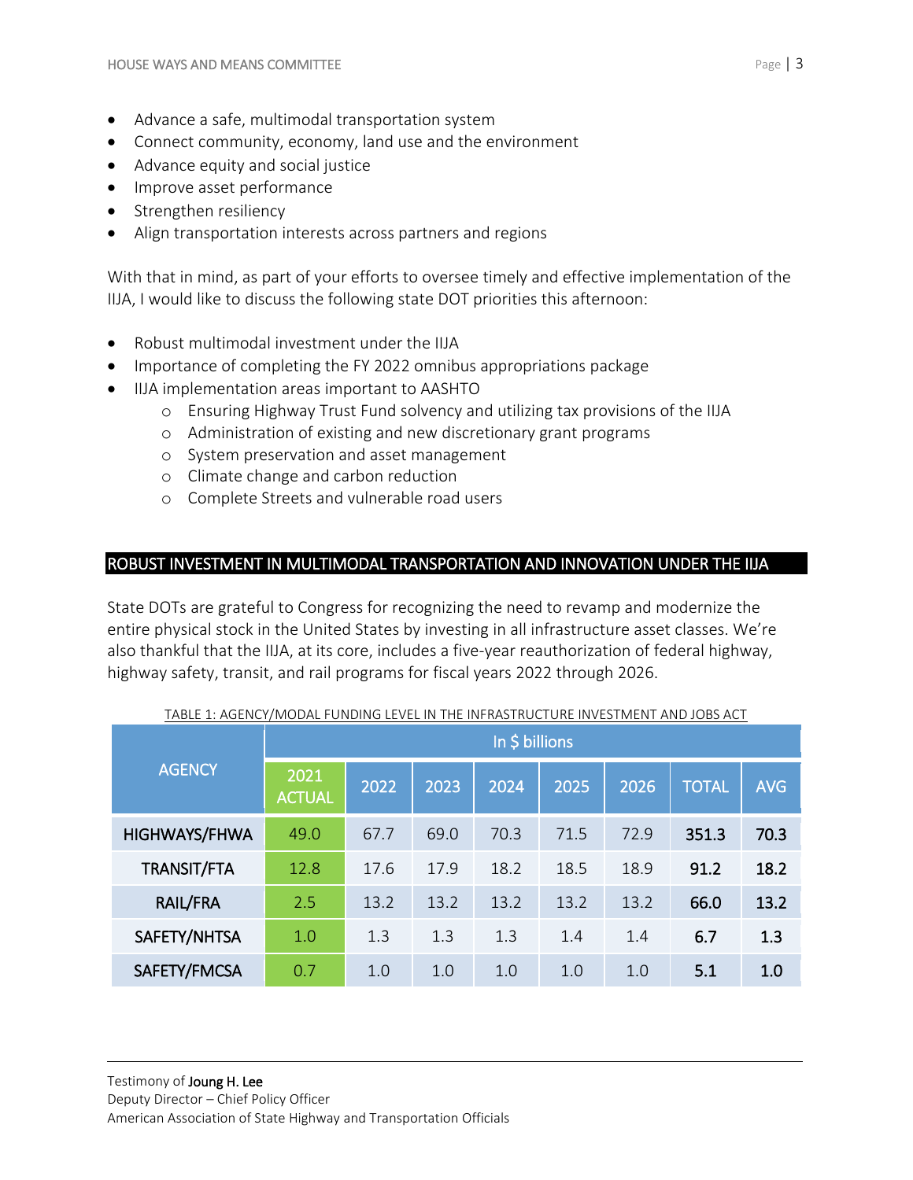- Advance a safe, multimodal transportation system
- Connect community, economy, land use and the environment
- Advance equity and social justice
- Improve asset performance
- Strengthen resiliency
- Align transportation interests across partners and regions

With that in mind, as part of your efforts to oversee timely and effective implementation of the IIJA, I would like to discuss the following state DOT priorities this afternoon:

- Robust multimodal investment under the IIJA
- Importance of completing the FY 2022 omnibus appropriations package
- IIJA implementation areas important to AASHTO
  - Ensuring Highway Trust Fund solvency and utilizing tax provisions of the IIJA
  - Administration of existing and new discretionary grant programs
  - System preservation and asset management
  - Climate change and carbon reduction
  - Complete Streets and vulnerable road users

## ROBUST INVESTMENT IN MULTIMODAL TRANSPORTATION AND INNOVATION UNDER THE IIJA

State DOTs are grateful to Congress for recognizing the need to revamp and modernize the entire physical stock in the United States by investing in all infrastructure asset classes. We're also thankful that the IIJA, at its core, includes a five-year reauthorization of federal highway, highway safety, transit, and rail programs for fiscal years 2022 through 2026.

TABLE 1: AGENCY/MODAL FUNDING LEVEL IN THE INFRASTRUCTURE INVESTMENT AND JOBS ACT

| AGENCY | In $ billions | | | | | | | |
|---|---|---|---|---|---|---|---|---|
| | 2021 ACTUAL | 2022 | 2023 | 2024 | 2025 | 2026 | TOTAL | AVG |
| HIGHWAYS/FHWA | 49.0 | 67.7 | 69.0 | 70.3 | 71.5 | 72.9 | 351.3 | 70.3 |
| TRANSIT/FTA | 12.8 | 17.6 | 17.9 | 18.2 | 18.5 | 18.9 | 91.2 | 18.2 |
| RAIL/FRA | 2.5 | 13.2 | 13.2 | 13.2 | 13.2 | 13.2 | 66.0 | 13.2 |
| SAFETY/NHTSA | 1.0 | 1.3 | 1.3 | 1.3 | 1.4 | 1.4 | 6.7 | 1.3 |
| SAFETY/FMCSA | 0.7 | 1.0 | 1.0 | 1.0 | 1.0 | 1.0 | 5.1 | 1.0 |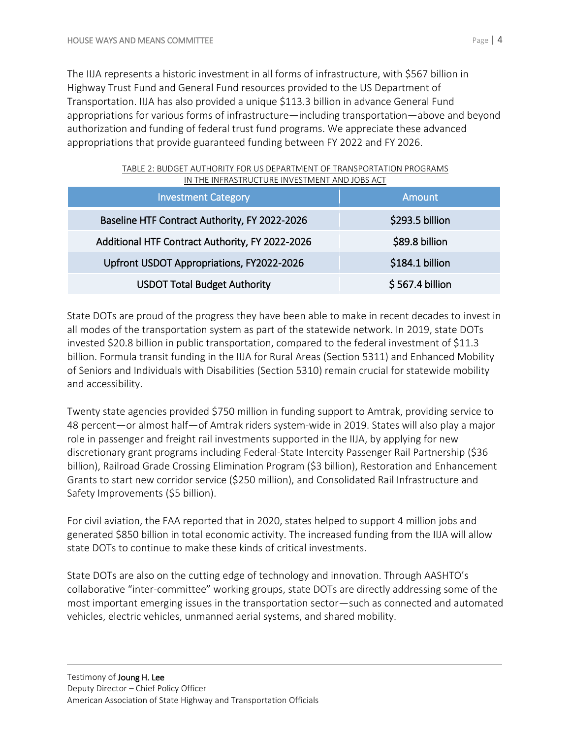The IIJA represents a historic investment in all forms of infrastructure, with $567 billion in Highway Trust Fund and General Fund resources provided to the US Department of Transportation. IIJA has also provided a unique $113.3 billion in advance General Fund appropriations for various forms of infrastructure—including transportation—above and beyond authorization and funding of federal trust fund programs. We appreciate these advanced appropriations that provide guaranteed funding between FY 2022 and FY 2026.

TABLE 2: BUDGET AUTHORITY FOR US DEPARTMENT OF TRANSPORTATION PROGRAMS IN THE INFRASTRUCTURE INVESTMENT AND JOBS ACT

| Investment Category | Amount |
|---|---|
| Baseline HTF Contract Authority, FY 2022-2026 | $293.5 billion |
| Additional HTF Contract Authority, FY 2022-2026 | $89.8 billion |
| Upfront USDOT Appropriations, FY2022-2026 | $184.1 billion |
| USDOT Total Budget Authority | $ 567.4 billion |

State DOTs are proud of the progress they have been able to make in recent decades to invest in all modes of the transportation system as part of the statewide network. In 2019, state DOTs invested $20.8 billion in public transportation, compared to the federal investment of $11.3 billion. Formula transit funding in the IIJA for Rural Areas (Section 5311) and Enhanced Mobility of Seniors and Individuals with Disabilities (Section 5310) remain crucial for statewide mobility and accessibility.

Twenty state agencies provided $750 million in funding support to Amtrak, providing service to 48 percent—or almost half—of Amtrak riders system-wide in 2019. States will also play a major role in passenger and freight rail investments supported in the IIJA, by applying for new discretionary grant programs including Federal-State Intercity Passenger Rail Partnership ($36 billion), Railroad Grade Crossing Elimination Program ($3 billion), Restoration and Enhancement Grants to start new corridor service ($250 million), and Consolidated Rail Infrastructure and Safety Improvements ($5 billion).

For civil aviation, the FAA reported that in 2020, states helped to support 4 million jobs and generated $850 billion in total economic activity. The increased funding from the IIJA will allow state DOTs to continue to make these kinds of critical investments.

State DOTs are also on the cutting edge of technology and innovation. Through AASHTO's collaborative "inter-committee" working groups, state DOTs are directly addressing some of the most important emerging issues in the transportation sector—such as connected and automated vehicles, electric vehicles, unmanned aerial systems, and shared mobility.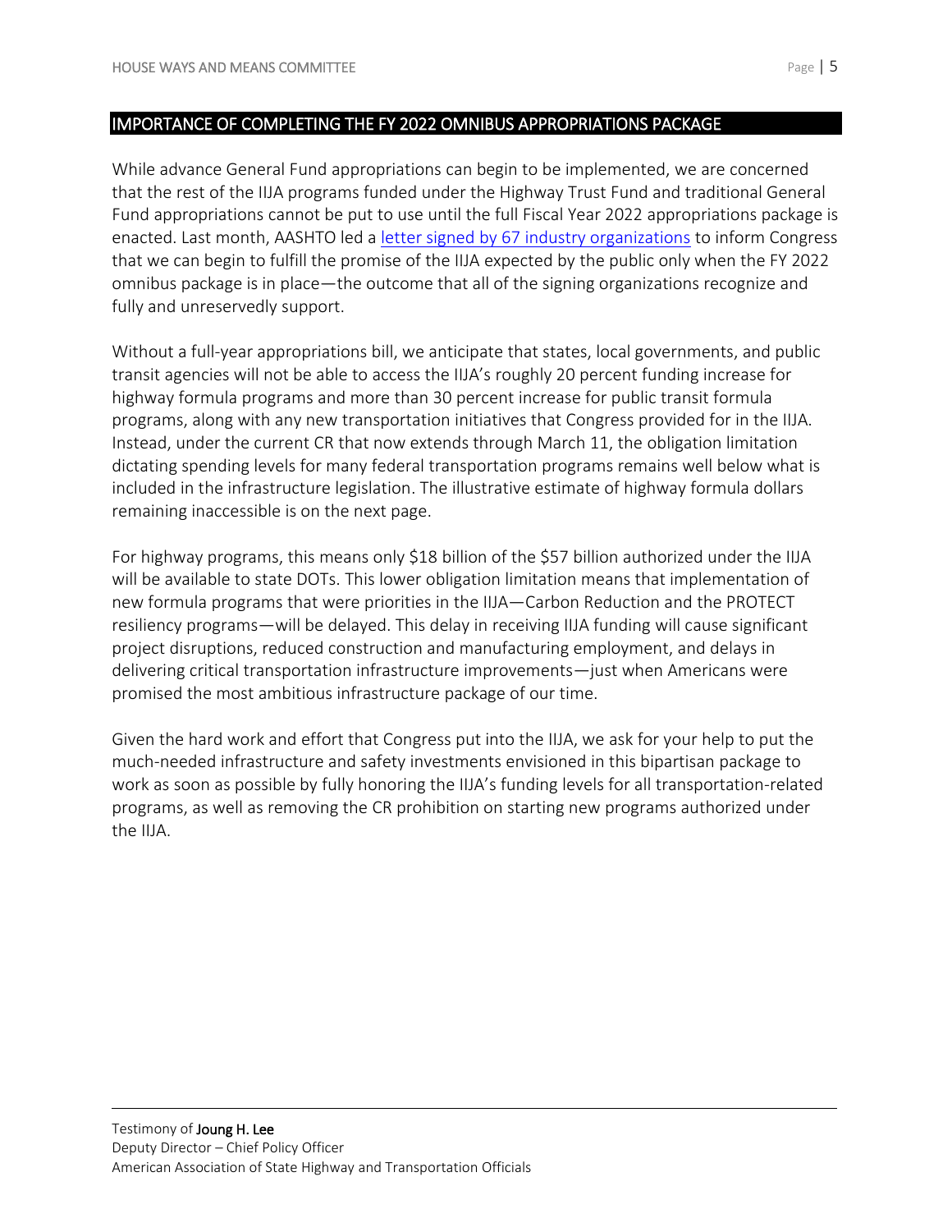## IMPORTANCE OF COMPLETING THE FY 2022 OMNIBUS APPROPRIATIONS PACKAGE

While advance General Fund appropriations can begin to be implemented, we are concerned that the rest of the IIJA programs funded under the Highway Trust Fund and traditional General Fund appropriations cannot be put to use until the full Fiscal Year 2022 appropriations package is enacted. Last month, AASHTO led a [letter signed by 67 industry organizations]() to inform Congress that we can begin to fulfill the promise of the IIJA expected by the public only when the FY 2022 omnibus package is in place—the outcome that all of the signing organizations recognize and fully and unreservedly support.

Without a full-year appropriations bill, we anticipate that states, local governments, and public transit agencies will not be able to access the IIJA's roughly 20 percent funding increase for highway formula programs and more than 30 percent increase for public transit formula programs, along with any new transportation initiatives that Congress provided for in the IIJA. Instead, under the current CR that now extends through March 11, the obligation limitation dictating spending levels for many federal transportation programs remains well below what is included in the infrastructure legislation. The illustrative estimate of highway formula dollars remaining inaccessible is on the next page.

For highway programs, this means only $18 billion of the $57 billion authorized under the IIJA will be available to state DOTs. This lower obligation limitation means that implementation of new formula programs that were priorities in the IIJA—Carbon Reduction and the PROTECT resiliency programs—will be delayed. This delay in receiving IIJA funding will cause significant project disruptions, reduced construction and manufacturing employment, and delays in delivering critical transportation infrastructure improvements—just when Americans were promised the most ambitious infrastructure package of our time.

Given the hard work and effort that Congress put into the IIJA, we ask for your help to put the much-needed infrastructure and safety investments envisioned in this bipartisan package to work as soon as possible by fully honoring the IIJA's funding levels for all transportation-related programs, as well as removing the CR prohibition on starting new programs authorized under the IIJA.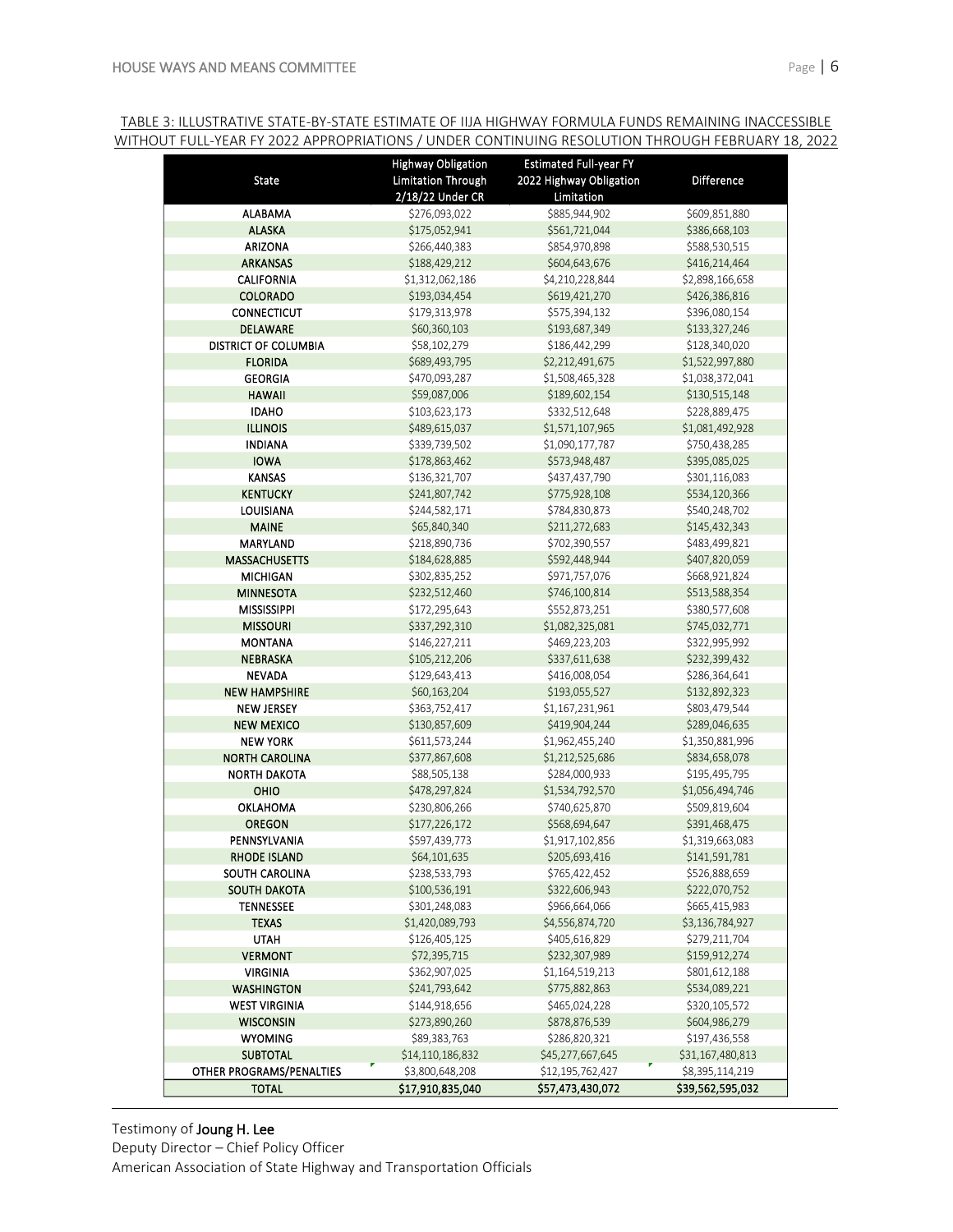TABLE 3: ILLUSTRATIVE STATE-BY-STATE ESTIMATE OF IIJA HIGHWAY FORMULA FUNDS REMAINING INACCESSIBLE WITHOUT FULL-YEAR FY 2022 APPROPRIATIONS / UNDER CONTINUING RESOLUTION THROUGH FEBRUARY 18, 2022

| State | Highway Obligation Limitation Through 2/18/22 Under CR | Estimated Full-year FY 2022 Highway Obligation Limitation | Difference |
|---|---|---|---|
| ALABAMA | $276,093,022 | $885,944,902 | $609,851,880 |
| ALASKA | $175,052,941 | $561,721,044 | $386,668,103 |
| ARIZONA | $266,440,383 | $854,970,898 | $588,530,515 |
| ARKANSAS | $188,429,212 | $604,643,676 | $416,214,464 |
| CALIFORNIA | $1,312,062,186 | $4,210,228,844 | $2,898,166,658 |
| COLORADO | $193,034,454 | $619,421,270 | $426,386,816 |
| CONNECTICUT | $179,313,978 | $575,394,132 | $396,080,154 |
| DELAWARE | $60,360,103 | $193,687,349 | $133,327,246 |
| DISTRICT OF COLUMBIA | $58,102,279 | $186,442,299 | $128,340,020 |
| FLORIDA | $689,493,795 | $2,212,491,675 | $1,522,997,880 |
| GEORGIA | $470,093,287 | $1,508,465,328 | $1,038,372,041 |
| HAWAII | $59,087,006 | $189,602,154 | $130,515,148 |
| IDAHO | $103,623,173 | $332,512,648 | $228,889,475 |
| ILLINOIS | $489,615,037 | $1,571,107,965 | $1,081,492,928 |
| INDIANA | $339,739,502 | $1,090,177,787 | $750,438,285 |
| IOWA | $178,863,462 | $573,948,487 | $395,085,025 |
| KANSAS | $136,321,707 | $437,437,790 | $301,116,083 |
| KENTUCKY | $241,807,742 | $775,928,108 | $534,120,366 |
| LOUISIANA | $244,582,171 | $784,830,873 | $540,248,702 |
| MAINE | $65,840,340 | $211,272,683 | $145,432,343 |
| MARYLAND | $218,890,736 | $702,390,557 | $483,499,821 |
| MASSACHUSETTS | $184,628,885 | $592,448,944 | $407,820,059 |
| MICHIGAN | $302,835,252 | $971,757,076 | $668,921,824 |
| MINNESOTA | $232,512,460 | $746,100,814 | $513,588,354 |
| MISSISSIPPI | $172,295,643 | $552,873,251 | $380,577,608 |
| MISSOURI | $337,292,310 | $1,082,325,081 | $745,032,771 |
| MONTANA | $146,227,211 | $469,223,203 | $322,995,992 |
| NEBRASKA | $105,212,206 | $337,611,638 | $232,399,432 |
| NEVADA | $129,643,413 | $416,008,054 | $286,364,641 |
| NEW HAMPSHIRE | $60,163,204 | $193,055,527 | $132,892,323 |
| NEW JERSEY | $363,752,417 | $1,167,231,961 | $803,479,544 |
| NEW MEXICO | $130,857,609 | $419,904,244 | $289,046,635 |
| NEW YORK | $611,573,244 | $1,962,455,240 | $1,350,881,996 |
| NORTH CAROLINA | $377,867,608 | $1,212,525,686 | $834,658,078 |
| NORTH DAKOTA | $88,505,138 | $284,000,933 | $195,495,795 |
| OHIO | $478,297,824 | $1,534,792,570 | $1,056,494,746 |
| OKLAHOMA | $230,806,266 | $740,625,870 | $509,819,604 |
| OREGON | $177,226,172 | $568,694,647 | $391,468,475 |
| PENNSYLVANIA | $597,439,773 | $1,917,102,856 | $1,319,663,083 |
| RHODE ISLAND | $64,101,635 | $205,693,416 | $141,591,781 |
| SOUTH CAROLINA | $238,533,793 | $765,422,452 | $526,888,659 |
| SOUTH DAKOTA | $100,536,191 | $322,606,943 | $222,070,752 |
| TENNESSEE | $301,248,083 | $966,664,066 | $665,415,983 |
| TEXAS | $1,420,089,793 | $4,556,874,720 | $3,136,784,927 |
| UTAH | $126,405,125 | $405,616,829 | $279,211,704 |
| VERMONT | $72,395,715 | $232,307,989 | $159,912,274 |
| VIRGINIA | $362,907,025 | $1,164,519,213 | $801,612,188 |
| WASHINGTON | $241,793,642 | $775,882,863 | $534,089,221 |
| WEST VIRGINIA | $144,918,656 | $465,024,228 | $320,105,572 |
| WISCONSIN | $273,890,260 | $878,876,539 | $604,986,279 |
| WYOMING | $89,383,763 | $286,820,321 | $197,436,558 |
| SUBTOTAL | $14,110,186,832 | $45,277,667,645 | $31,167,480,813 |
| OTHER PROGRAMS/PENALTIES | $3,800,648,208 | $12,195,762,427 | $8,395,114,219 |
| **TOTAL** | **$17,910,835,040** | **$57,473,430,072** | **$39,562,595,032** |

Testimony of **Joung H. Lee**
Deputy Director – Chief Policy Officer
American Association of State Highway and Transportation Officials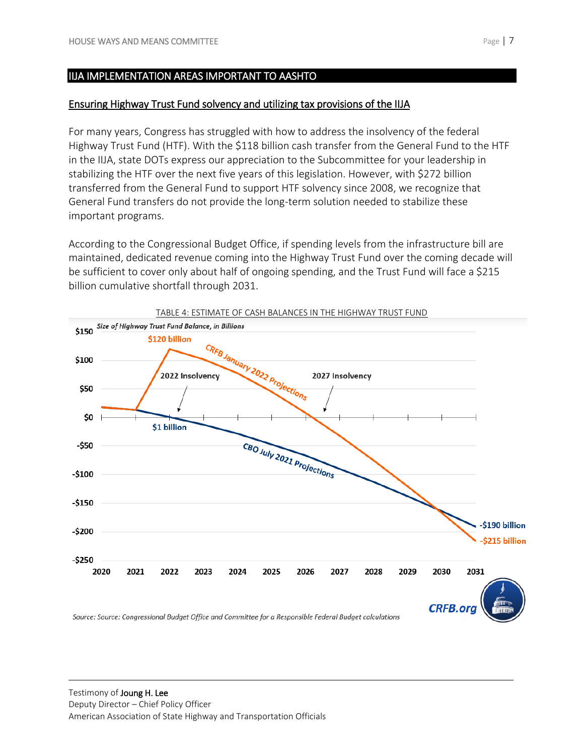## IIJA IMPLEMENTATION AREAS IMPORTANT TO AASHTO

### Ensuring Highway Trust Fund solvency and utilizing tax provisions of the IIJA

For many years, Congress has struggled with how to address the insolvency of the federal Highway Trust Fund (HTF). With the $118 billion cash transfer from the General Fund to the HTF in the IIJA, state DOTs express our appreciation to the Subcommittee for your leadership in stabilizing the HTF over the next five years of this legislation. However, with $272 billion transferred from the General Fund to support HTF solvency since 2008, we recognize that General Fund transfers do not provide the long-term solution needed to stabilize these important programs.

According to the Congressional Budget Office, if spending levels from the infrastructure bill are maintained, dedicated revenue coming into the Highway Trust Fund over the coming decade will be sufficient to cover only about half of ongoing spending, and the Trust Fund will face a $215 billion cumulative shortfall through 2031.

TABLE 4: ESTIMATE OF CASH BALANCES IN THE HIGHWAY TRUST FUND

*Size of Highway Trust Fund Balance, in Billions*

Chart labels: $120 billion; CRFB January 2022 Projections; 2022 Insolvency; 2027 Insolvency; $1 billion; CBO July 2021 Projections; -$190 billion; -$215 billion. Y-axis: $150, $100, $50, $0, -$50, -$100, -$150, -$200, -$250. X-axis: 2020, 2021, 2022, 2023, 2024, 2025, 2026, 2027, 2028, 2029, 2030, 2031. CRFB.org

*Source: Source: Congressional Budget Office and Committee for a Responsible Federal Budget calculations*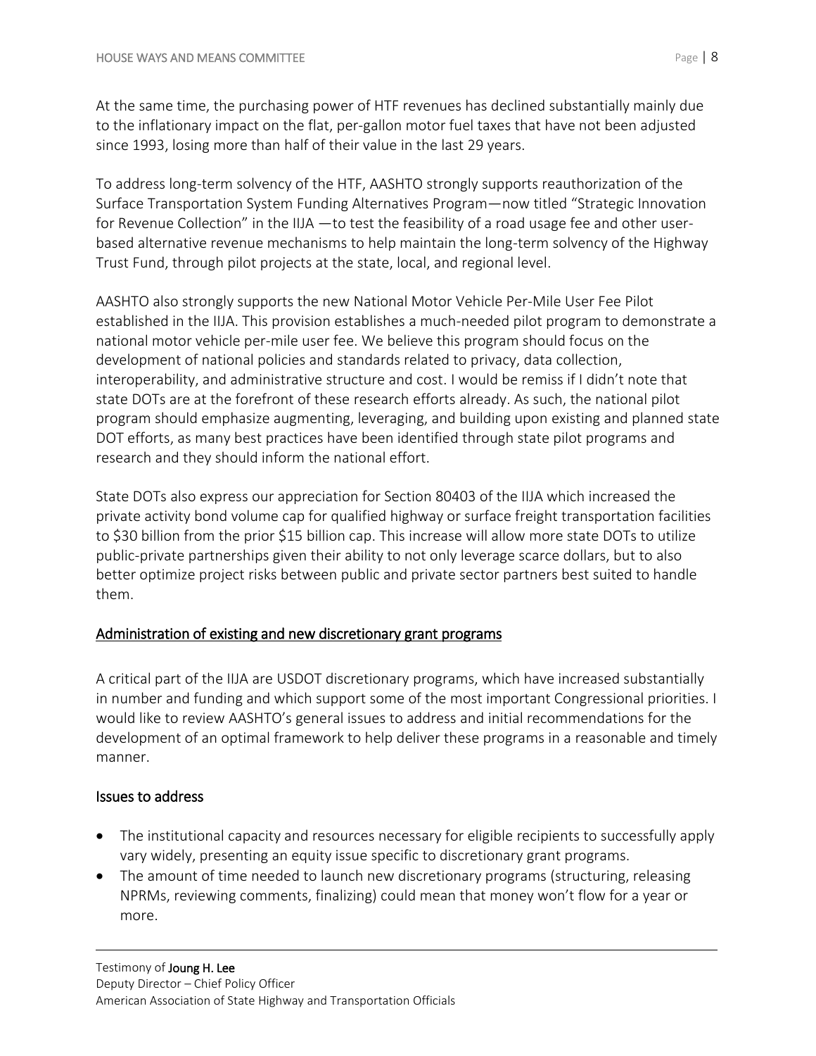At the same time, the purchasing power of HTF revenues has declined substantially mainly due to the inflationary impact on the flat, per-gallon motor fuel taxes that have not been adjusted since 1993, losing more than half of their value in the last 29 years.

To address long-term solvency of the HTF, AASHTO strongly supports reauthorization of the Surface Transportation System Funding Alternatives Program—now titled "Strategic Innovation for Revenue Collection" in the IIJA —to test the feasibility of a road usage fee and other user-based alternative revenue mechanisms to help maintain the long-term solvency of the Highway Trust Fund, through pilot projects at the state, local, and regional level.

AASHTO also strongly supports the new National Motor Vehicle Per-Mile User Fee Pilot established in the IIJA. This provision establishes a much-needed pilot program to demonstrate a national motor vehicle per-mile user fee. We believe this program should focus on the development of national policies and standards related to privacy, data collection, interoperability, and administrative structure and cost. I would be remiss if I didn't note that state DOTs are at the forefront of these research efforts already. As such, the national pilot program should emphasize augmenting, leveraging, and building upon existing and planned state DOT efforts, as many best practices have been identified through state pilot programs and research and they should inform the national effort.

State DOTs also express our appreciation for Section 80403 of the IIJA which increased the private activity bond volume cap for qualified highway or surface freight transportation facilities to $30 billion from the prior $15 billion cap. This increase will allow more state DOTs to utilize public-private partnerships given their ability to not only leverage scarce dollars, but to also better optimize project risks between public and private sector partners best suited to handle them.

## Administration of existing and new discretionary grant programs

A critical part of the IIJA are USDOT discretionary programs, which have increased substantially in number and funding and which support some of the most important Congressional priorities. I would like to review AASHTO's general issues to address and initial recommendations for the development of an optimal framework to help deliver these programs in a reasonable and timely manner.

### Issues to address

- The institutional capacity and resources necessary for eligible recipients to successfully apply vary widely, presenting an equity issue specific to discretionary grant programs.
- The amount of time needed to launch new discretionary programs (structuring, releasing NPRMs, reviewing comments, finalizing) could mean that money won't flow for a year or more.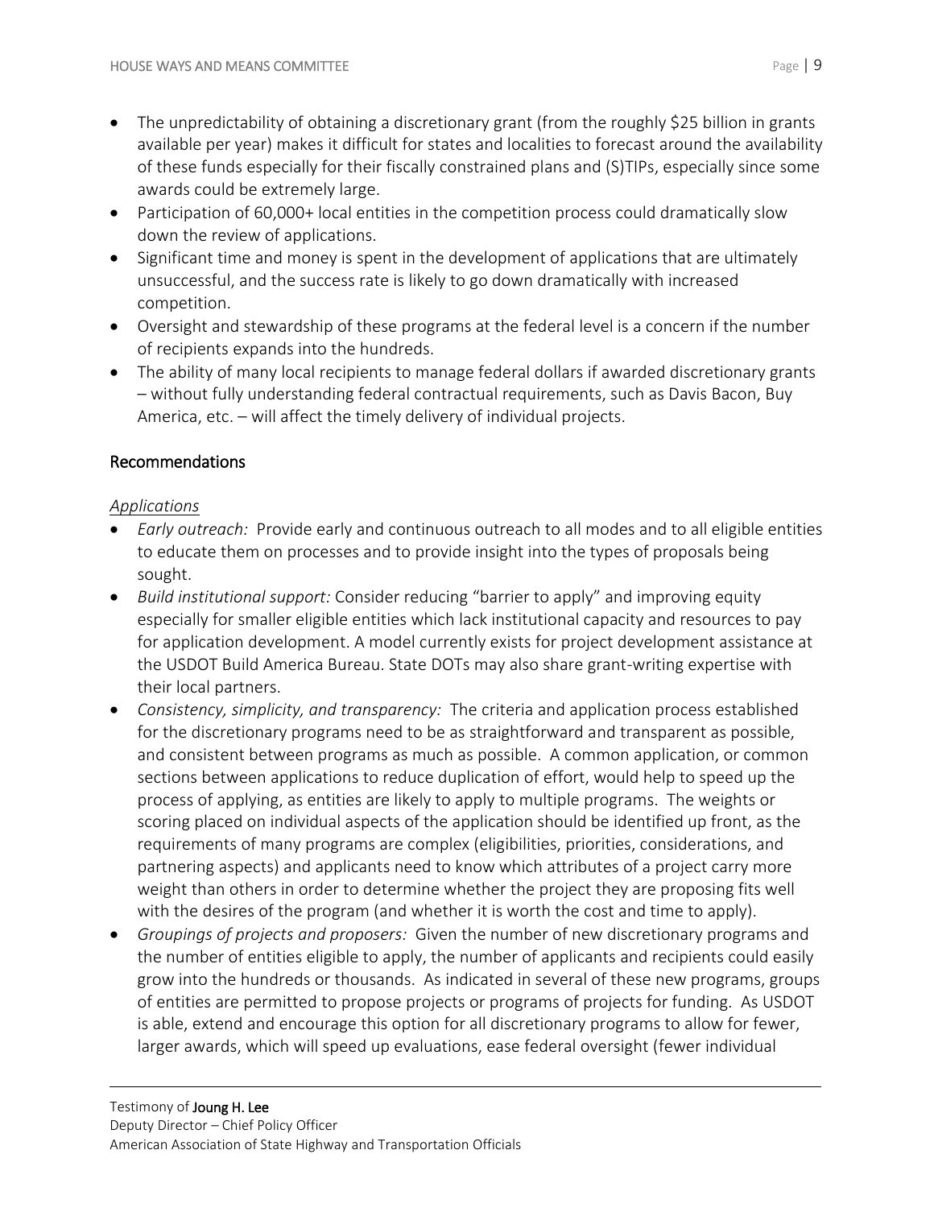- The unpredictability of obtaining a discretionary grant (from the roughly $25 billion in grants available per year) makes it difficult for states and localities to forecast around the availability of these funds especially for their fiscally constrained plans and (S)TIPs, especially since some awards could be extremely large.
- Participation of 60,000+ local entities in the competition process could dramatically slow down the review of applications.
- Significant time and money is spent in the development of applications that are ultimately unsuccessful, and the success rate is likely to go down dramatically with increased competition.
- Oversight and stewardship of these programs at the federal level is a concern if the number of recipients expands into the hundreds.
- The ability of many local recipients to manage federal dollars if awarded discretionary grants – without fully understanding federal contractual requirements, such as Davis Bacon, Buy America, etc. – will affect the timely delivery of individual projects.

## Recommendations

### *Applications*

- *Early outreach:* Provide early and continuous outreach to all modes and to all eligible entities to educate them on processes and to provide insight into the types of proposals being sought.
- *Build institutional support:* Consider reducing "barrier to apply" and improving equity especially for smaller eligible entities which lack institutional capacity and resources to pay for application development. A model currently exists for project development assistance at the USDOT Build America Bureau. State DOTs may also share grant-writing expertise with their local partners.
- *Consistency, simplicity, and transparency:* The criteria and application process established for the discretionary programs need to be as straightforward and transparent as possible, and consistent between programs as much as possible. A common application, or common sections between applications to reduce duplication of effort, would help to speed up the process of applying, as entities are likely to apply to multiple programs. The weights or scoring placed on individual aspects of the application should be identified up front, as the requirements of many programs are complex (eligibilities, priorities, considerations, and partnering aspects) and applicants need to know which attributes of a project carry more weight than others in order to determine whether the project they are proposing fits well with the desires of the program (and whether it is worth the cost and time to apply).
- *Groupings of projects and proposers:* Given the number of new discretionary programs and the number of entities eligible to apply, the number of applicants and recipients could easily grow into the hundreds or thousands. As indicated in several of these new programs, groups of entities are permitted to propose projects or programs of projects for funding. As USDOT is able, extend and encourage this option for all discretionary programs to allow for fewer, larger awards, which will speed up evaluations, ease federal oversight (fewer individual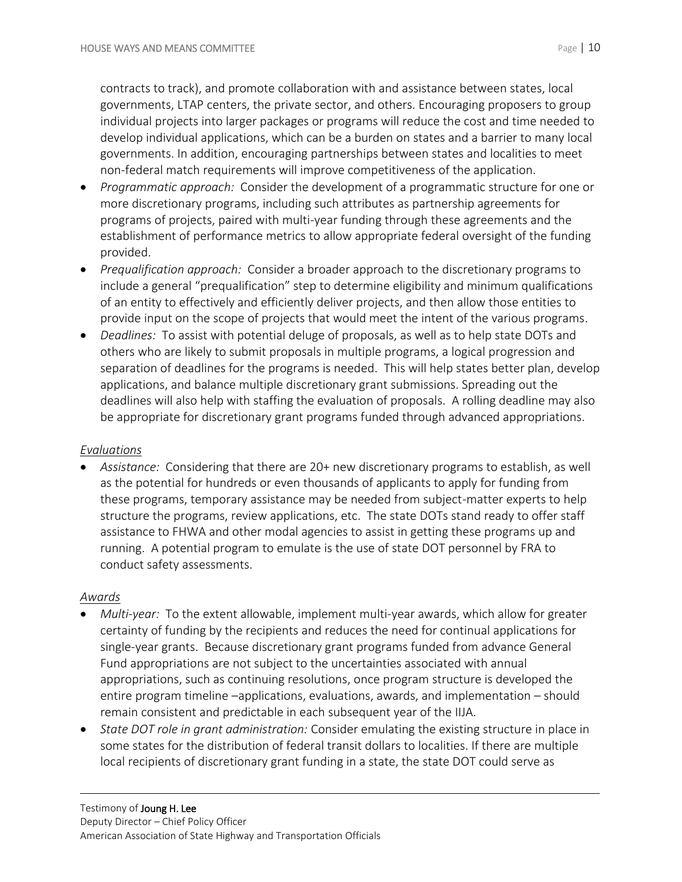contracts to track), and promote collaboration with and assistance between states, local governments, LTAP centers, the private sector, and others. Encouraging proposers to group individual projects into larger packages or programs will reduce the cost and time needed to develop individual applications, which can be a burden on states and a barrier to many local governments. In addition, encouraging partnerships between states and localities to meet non-federal match requirements will improve competitiveness of the application.

- *Programmatic approach:* Consider the development of a programmatic structure for one or more discretionary programs, including such attributes as partnership agreements for programs of projects, paired with multi-year funding through these agreements and the establishment of performance metrics to allow appropriate federal oversight of the funding provided.
- *Prequalification approach:* Consider a broader approach to the discretionary programs to include a general "prequalification" step to determine eligibility and minimum qualifications of an entity to effectively and efficiently deliver projects, and then allow those entities to provide input on the scope of projects that would meet the intent of the various programs.
- *Deadlines:* To assist with potential deluge of proposals, as well as to help state DOTs and others who are likely to submit proposals in multiple programs, a logical progression and separation of deadlines for the programs is needed. This will help states better plan, develop applications, and balance multiple discretionary grant submissions. Spreading out the deadlines will also help with staffing the evaluation of proposals. A rolling deadline may also be appropriate for discretionary grant programs funded through advanced appropriations.

<u>*Evaluations*</u>

- *Assistance:* Considering that there are 20+ new discretionary programs to establish, as well as the potential for hundreds or even thousands of applicants to apply for funding from these programs, temporary assistance may be needed from subject-matter experts to help structure the programs, review applications, etc. The state DOTs stand ready to offer staff assistance to FHWA and other modal agencies to assist in getting these programs up and running. A potential program to emulate is the use of state DOT personnel by FRA to conduct safety assessments.

<u>*Awards*</u>

- *Multi-year:* To the extent allowable, implement multi-year awards, which allow for greater certainty of funding by the recipients and reduces the need for continual applications for single-year grants. Because discretionary grant programs funded from advance General Fund appropriations are not subject to the uncertainties associated with annual appropriations, such as continuing resolutions, once program structure is developed the entire program timeline –applications, evaluations, awards, and implementation – should remain consistent and predictable in each subsequent year of the IIJA.
- *State DOT role in grant administration:* Consider emulating the existing structure in place in some states for the distribution of federal transit dollars to localities. If there are multiple local recipients of discretionary grant funding in a state, the state DOT could serve as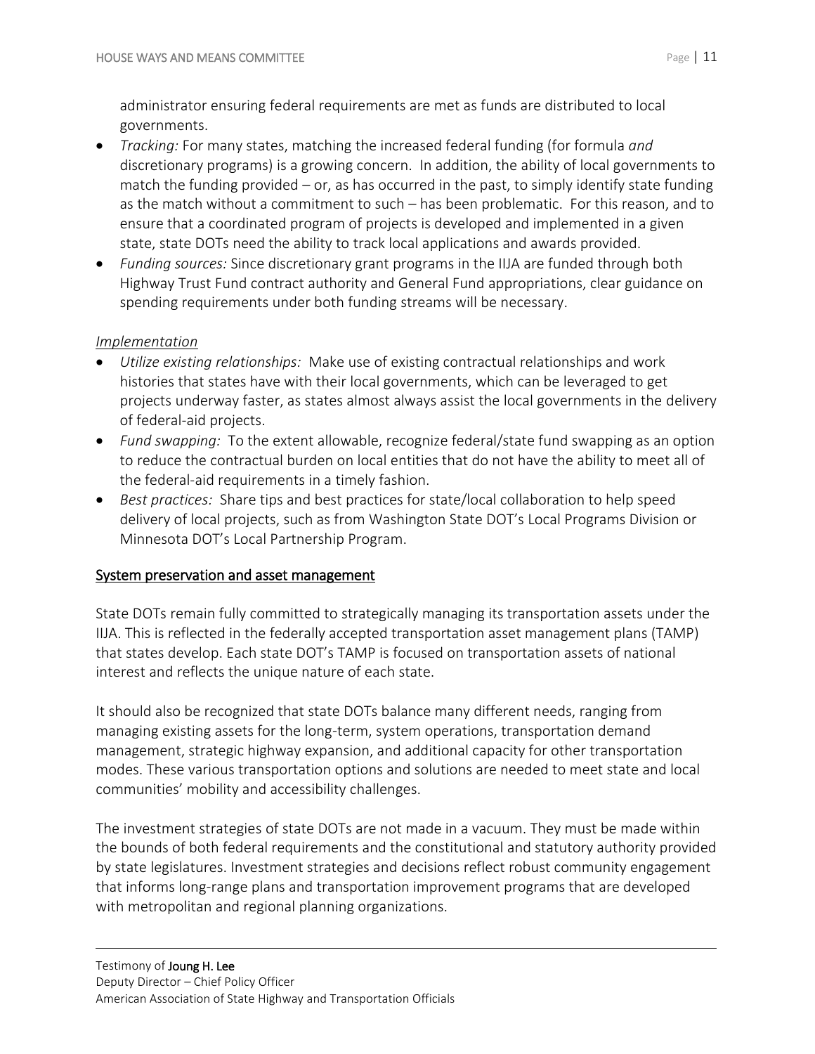administrator ensuring federal requirements are met as funds are distributed to local governments.

- *Tracking:* For many states, matching the increased federal funding (for formula *and* discretionary programs) is a growing concern. In addition, the ability of local governments to match the funding provided – or, as has occurred in the past, to simply identify state funding as the match without a commitment to such – has been problematic. For this reason, and to ensure that a coordinated program of projects is developed and implemented in a given state, state DOTs need the ability to track local applications and awards provided.
- *Funding sources:* Since discretionary grant programs in the IIJA are funded through both Highway Trust Fund contract authority and General Fund appropriations, clear guidance on spending requirements under both funding streams will be necessary.

*Implementation*

- *Utilize existing relationships:* Make use of existing contractual relationships and work histories that states have with their local governments, which can be leveraged to get projects underway faster, as states almost always assist the local governments in the delivery of federal-aid projects.
- *Fund swapping:* To the extent allowable, recognize federal/state fund swapping as an option to reduce the contractual burden on local entities that do not have the ability to meet all of the federal-aid requirements in a timely fashion.
- *Best practices:* Share tips and best practices for state/local collaboration to help speed delivery of local projects, such as from Washington State DOT's Local Programs Division or Minnesota DOT's Local Partnership Program.

## System preservation and asset management

State DOTs remain fully committed to strategically managing its transportation assets under the IIJA. This is reflected in the federally accepted transportation asset management plans (TAMP) that states develop. Each state DOT's TAMP is focused on transportation assets of national interest and reflects the unique nature of each state.

It should also be recognized that state DOTs balance many different needs, ranging from managing existing assets for the long-term, system operations, transportation demand management, strategic highway expansion, and additional capacity for other transportation modes. These various transportation options and solutions are needed to meet state and local communities' mobility and accessibility challenges.

The investment strategies of state DOTs are not made in a vacuum. They must be made within the bounds of both federal requirements and the constitutional and statutory authority provided by state legislatures. Investment strategies and decisions reflect robust community engagement that informs long-range plans and transportation improvement programs that are developed with metropolitan and regional planning organizations.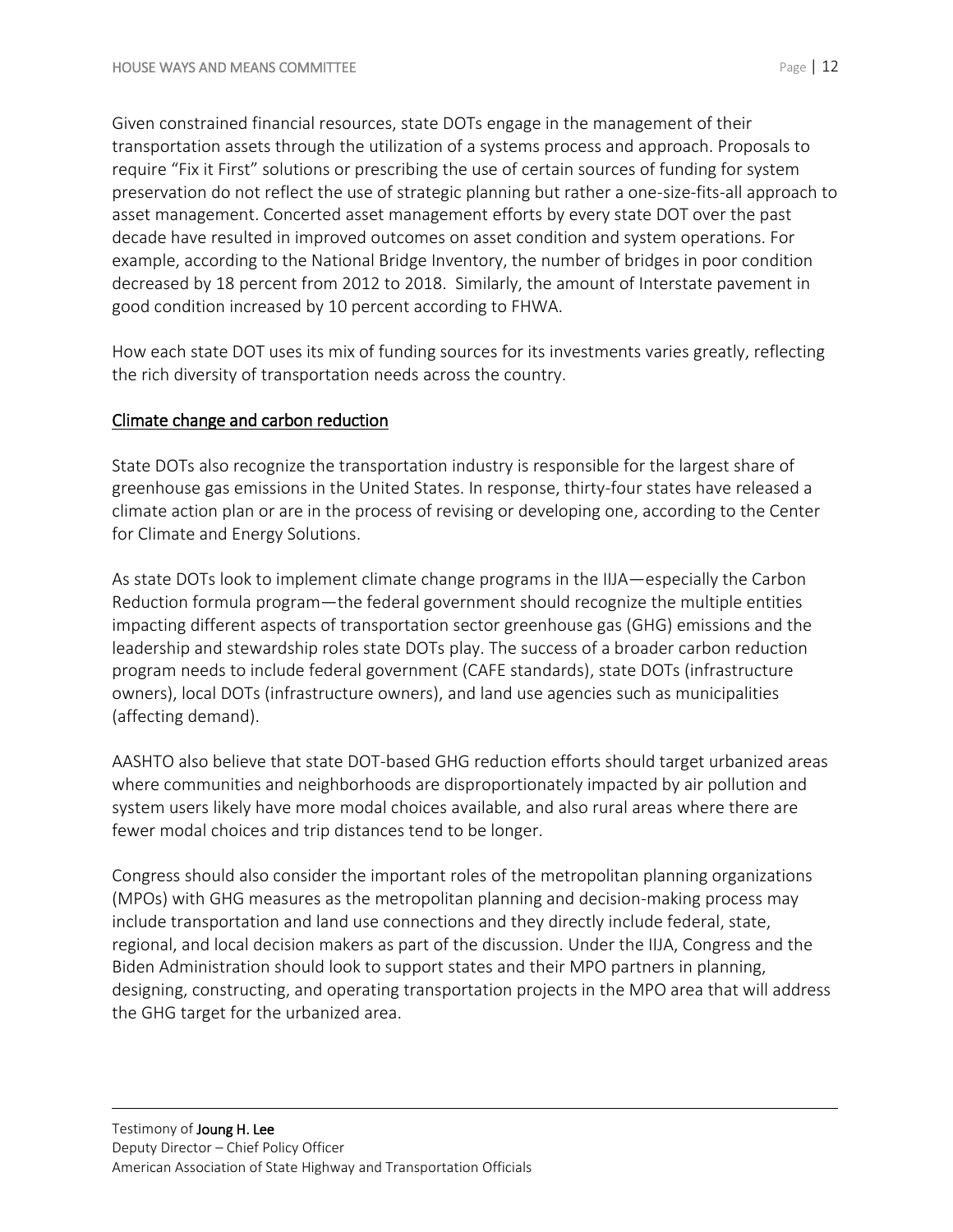Given constrained financial resources, state DOTs engage in the management of their transportation assets through the utilization of a systems process and approach. Proposals to require “Fix it First” solutions or prescribing the use of certain sources of funding for system preservation do not reflect the use of strategic planning but rather a one-size-fits-all approach to asset management. Concerted asset management efforts by every state DOT over the past decade have resulted in improved outcomes on asset condition and system operations. For example, according to the National Bridge Inventory, the number of bridges in poor condition decreased by 18 percent from 2012 to 2018. Similarly, the amount of Interstate pavement in good condition increased by 10 percent according to FHWA.

How each state DOT uses its mix of funding sources for its investments varies greatly, reflecting the rich diversity of transportation needs across the country.

## Climate change and carbon reduction

State DOTs also recognize the transportation industry is responsible for the largest share of greenhouse gas emissions in the United States. In response, thirty-four states have released a climate action plan or are in the process of revising or developing one, according to the Center for Climate and Energy Solutions.

As state DOTs look to implement climate change programs in the IIJA—especially the Carbon Reduction formula program—the federal government should recognize the multiple entities impacting different aspects of transportation sector greenhouse gas (GHG) emissions and the leadership and stewardship roles state DOTs play. The success of a broader carbon reduction program needs to include federal government (CAFE standards), state DOTs (infrastructure owners), local DOTs (infrastructure owners), and land use agencies such as municipalities (affecting demand).

AASHTO also believe that state DOT-based GHG reduction efforts should target urbanized areas where communities and neighborhoods are disproportionately impacted by air pollution and system users likely have more modal choices available, and also rural areas where there are fewer modal choices and trip distances tend to be longer.

Congress should also consider the important roles of the metropolitan planning organizations (MPOs) with GHG measures as the metropolitan planning and decision-making process may include transportation and land use connections and they directly include federal, state, regional, and local decision makers as part of the discussion. Under the IIJA, Congress and the Biden Administration should look to support states and their MPO partners in planning, designing, constructing, and operating transportation projects in the MPO area that will address the GHG target for the urbanized area.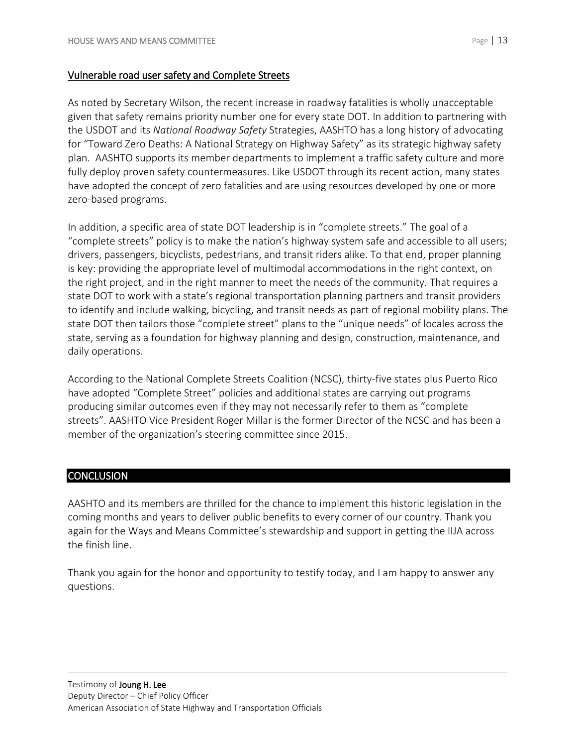### Vulnerable road user safety and Complete Streets

As noted by Secretary Wilson, the recent increase in roadway fatalities is wholly unacceptable given that safety remains priority number one for every state DOT. In addition to partnering with the USDOT and its *National Roadway Safety* Strategies, AASHTO has a long history of advocating for "Toward Zero Deaths: A National Strategy on Highway Safety" as its strategic highway safety plan. AASHTO supports its member departments to implement a traffic safety culture and more fully deploy proven safety countermeasures. Like USDOT through its recent action, many states have adopted the concept of zero fatalities and are using resources developed by one or more zero-based programs.

In addition, a specific area of state DOT leadership is in "complete streets." The goal of a "complete streets" policy is to make the nation's highway system safe and accessible to all users; drivers, passengers, bicyclists, pedestrians, and transit riders alike. To that end, proper planning is key: providing the appropriate level of multimodal accommodations in the right context, on the right project, and in the right manner to meet the needs of the community. That requires a state DOT to work with a state's regional transportation planning partners and transit providers to identify and include walking, bicycling, and transit needs as part of regional mobility plans. The state DOT then tailors those "complete street" plans to the "unique needs" of locales across the state, serving as a foundation for highway planning and design, construction, maintenance, and daily operations.

According to the National Complete Streets Coalition (NCSC), thirty-five states plus Puerto Rico have adopted "Complete Street" policies and additional states are carrying out programs producing similar outcomes even if they may not necessarily refer to them as "complete streets". AASHTO Vice President Roger Millar is the former Director of the NCSC and has been a member of the organization's steering committee since 2015.

## CONCLUSION

AASHTO and its members are thrilled for the chance to implement this historic legislation in the coming months and years to deliver public benefits to every corner of our country. Thank you again for the Ways and Means Committee's stewardship and support in getting the IIJA across the finish line.

Thank you again for the honor and opportunity to testify today, and I am happy to answer any questions.